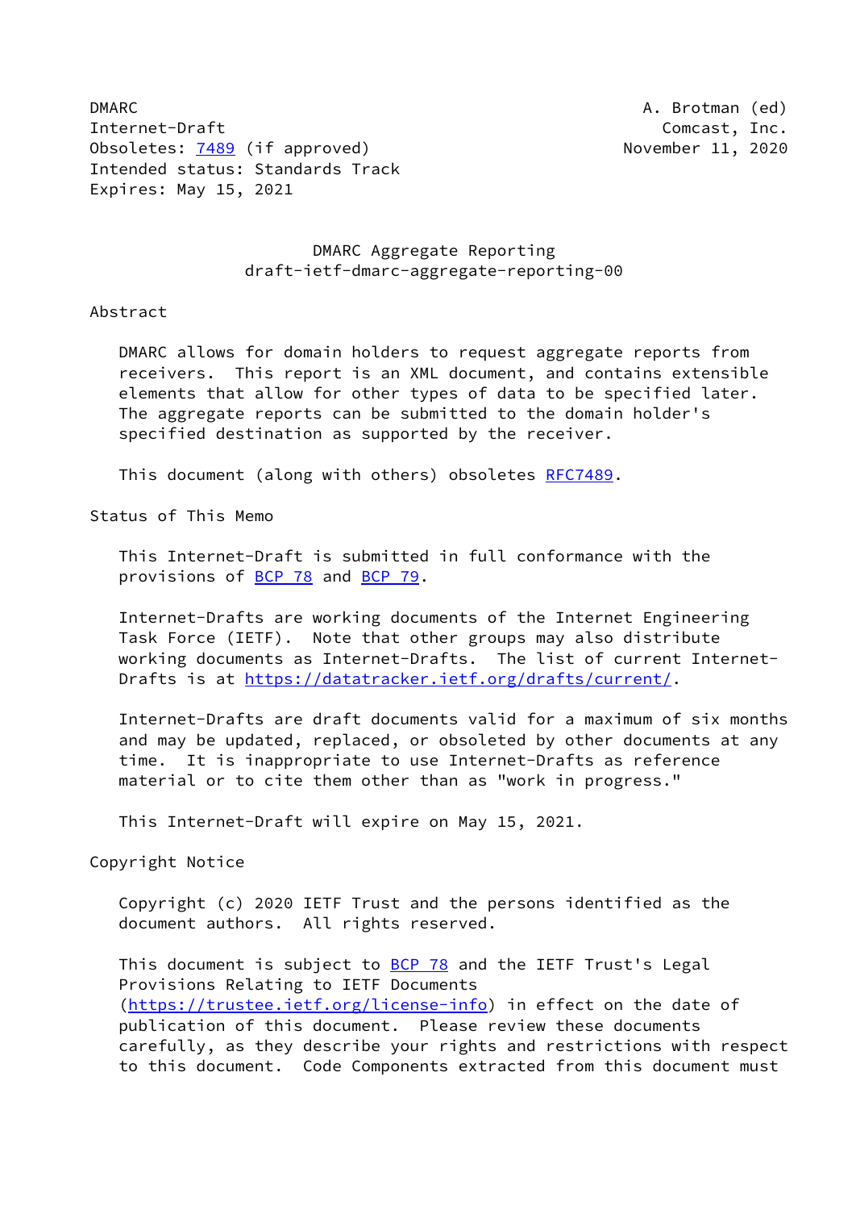DMARC                                                    A. Brotman (ed)
Internet-Draft                                             Comcast, Inc.
Obsoletes: 7489 (if approved)                          November 11, 2020
Intended status: Standards Track
Expires: May 15, 2021

# DMARC Aggregate Reporting
## draft-ietf-dmarc-aggregate-reporting-00

## Abstract

DMARC allows for domain holders to request aggregate reports from receivers. This report is an XML document, and contains extensible elements that allow for other types of data to be specified later. The aggregate reports can be submitted to the domain holder's specified destination as supported by the receiver.

This document (along with others) obsoletes RFC7489.

## Status of This Memo

This Internet-Draft is submitted in full conformance with the provisions of BCP 78 and BCP 79.

Internet-Drafts are working documents of the Internet Engineering Task Force (IETF). Note that other groups may also distribute working documents as Internet-Drafts. The list of current Internet-Drafts is at https://datatracker.ietf.org/drafts/current/.

Internet-Drafts are draft documents valid for a maximum of six months and may be updated, replaced, or obsoleted by other documents at any time. It is inappropriate to use Internet-Drafts as reference material or to cite them other than as "work in progress."

This Internet-Draft will expire on May 15, 2021.

## Copyright Notice

Copyright (c) 2020 IETF Trust and the persons identified as the document authors. All rights reserved.

This document is subject to BCP 78 and the IETF Trust's Legal Provisions Relating to IETF Documents (https://trustee.ietf.org/license-info) in effect on the date of publication of this document. Please review these documents carefully, as they describe your rights and restrictions with respect to this document. Code Components extracted from this document must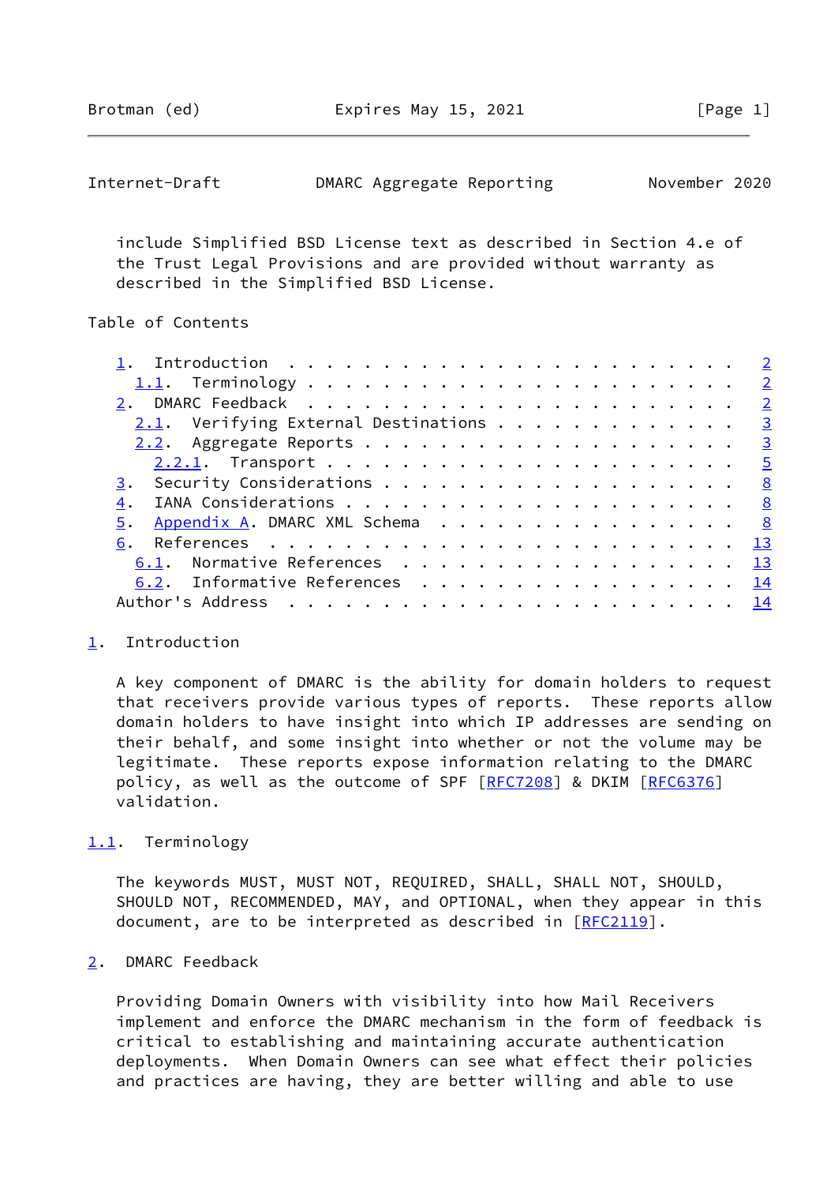include Simplified BSD License text as described in Section 4.e of the Trust Legal Provisions and are provided without warranty as described in the Simplified BSD License.

Table of Contents

- 1. Introduction . . . . . . . . . . . . . . . . . . . . . . . . 2
  - 1.1. Terminology . . . . . . . . . . . . . . . . . . . . . . 2
- 2. DMARC Feedback . . . . . . . . . . . . . . . . . . . . . . . 2
  - 2.1. Verifying External Destinations . . . . . . . . . . . . 3
  - 2.2. Aggregate Reports . . . . . . . . . . . . . . . . . . . 3
    - 2.2.1. Transport . . . . . . . . . . . . . . . . . . . . . 5
- 3. Security Considerations . . . . . . . . . . . . . . . . . . . 8
- 4. IANA Considerations . . . . . . . . . . . . . . . . . . . . . 8
- 5. Appendix A. DMARC XML Schema . . . . . . . . . . . . . . . . 8
- 6. References . . . . . . . . . . . . . . . . . . . . . . . . . 13
  - 6.1. Normative References . . . . . . . . . . . . . . . . . . 13
  - 6.2. Informative References . . . . . . . . . . . . . . . . . 14
- Author's Address . . . . . . . . . . . . . . . . . . . . . . . 14

# 1. Introduction

A key component of DMARC is the ability for domain holders to request that receivers provide various types of reports. These reports allow domain holders to have insight into which IP addresses are sending on their behalf, and some insight into whether or not the volume may be legitimate. These reports expose information relating to the DMARC policy, as well as the outcome of SPF [RFC7208] & DKIM [RFC6376] validation.

## 1.1. Terminology

The keywords MUST, MUST NOT, REQUIRED, SHALL, SHALL NOT, SHOULD, SHOULD NOT, RECOMMENDED, MAY, and OPTIONAL, when they appear in this document, are to be interpreted as described in [RFC2119].

# 2. DMARC Feedback

Providing Domain Owners with visibility into how Mail Receivers implement and enforce the DMARC mechanism in the form of feedback is critical to establishing and maintaining accurate authentication deployments. When Domain Owners can see what effect their policies and practices are having, they are better willing and able to use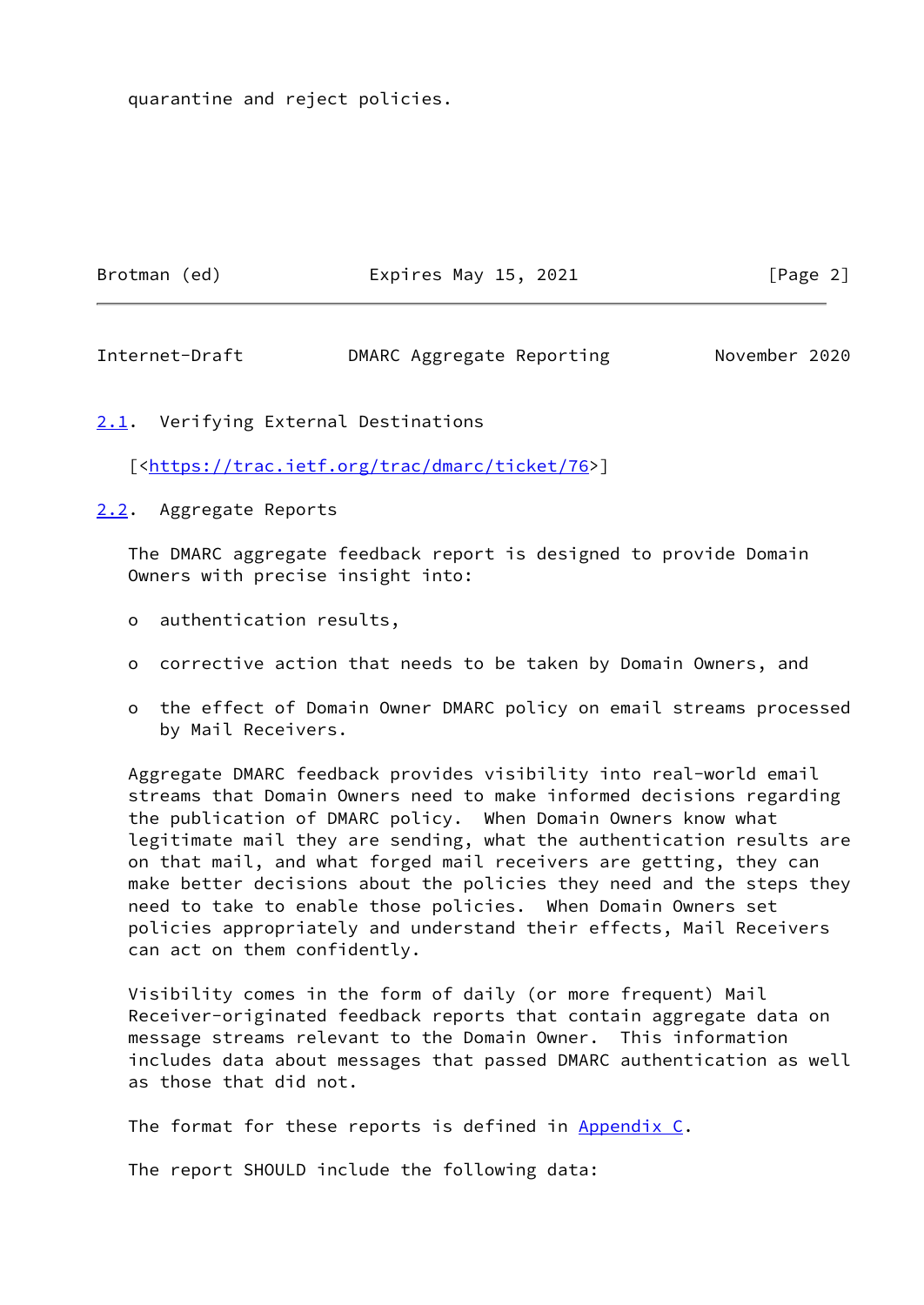quarantine and reject policies.

### 2.1. Verifying External Destinations

[<https://trac.ietf.org/trac/dmarc/ticket/76>]

### 2.2. Aggregate Reports

The DMARC aggregate feedback report is designed to provide Domain Owners with precise insight into:

- authentication results,
- corrective action that needs to be taken by Domain Owners, and
- the effect of Domain Owner DMARC policy on email streams processed by Mail Receivers.

Aggregate DMARC feedback provides visibility into real-world email streams that Domain Owners need to make informed decisions regarding the publication of DMARC policy. When Domain Owners know what legitimate mail they are sending, what the authentication results are on that mail, and what forged mail receivers are getting, they can make better decisions about the policies they need and the steps they need to take to enable those policies. When Domain Owners set policies appropriately and understand their effects, Mail Receivers can act on them confidently.

Visibility comes in the form of daily (or more frequent) Mail Receiver-originated feedback reports that contain aggregate data on message streams relevant to the Domain Owner. This information includes data about messages that passed DMARC authentication as well as those that did not.

The format for these reports is defined in Appendix C.

The report SHOULD include the following data: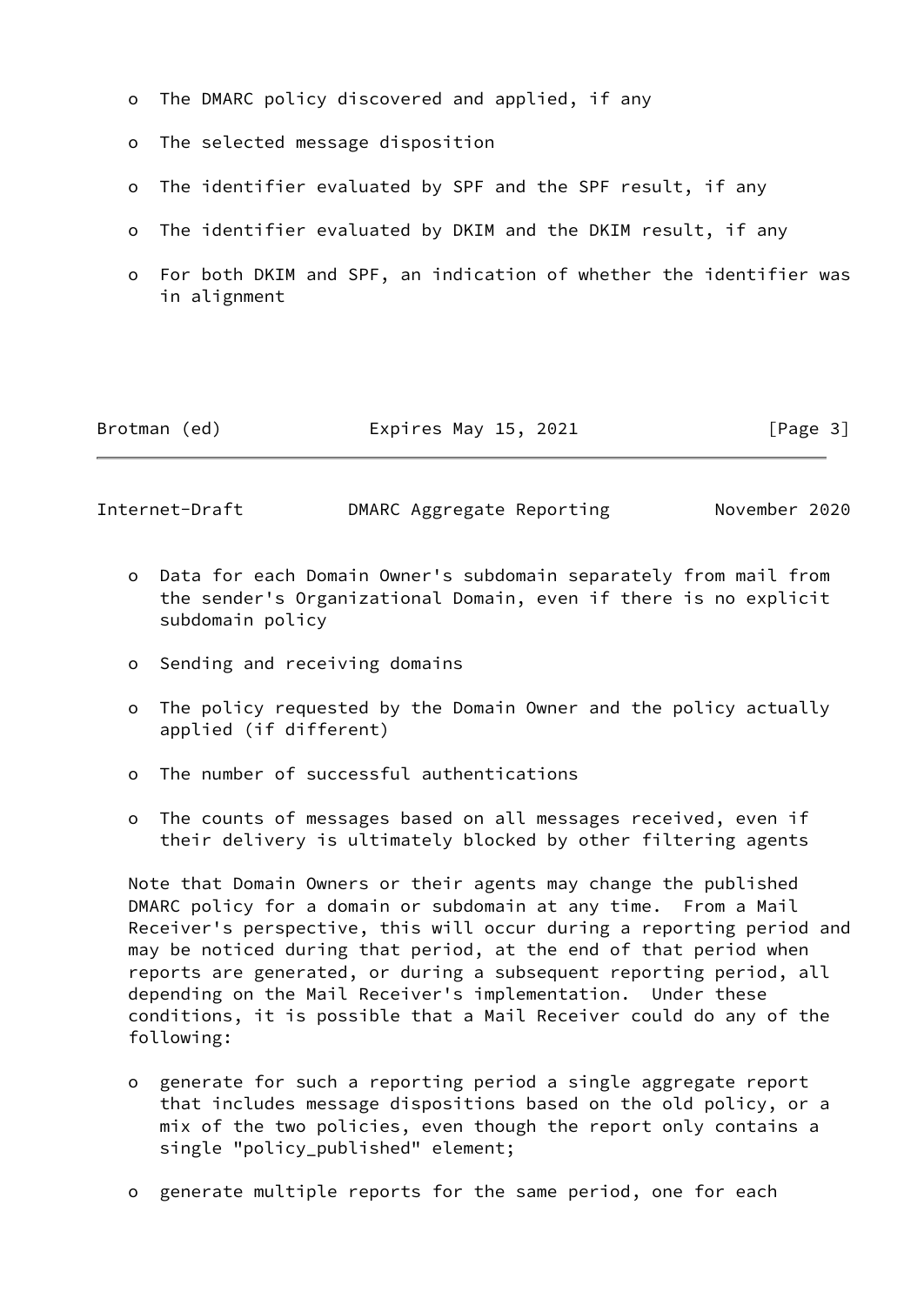- The DMARC policy discovered and applied, if any
- The selected message disposition
- The identifier evaluated by SPF and the SPF result, if any
- The identifier evaluated by DKIM and the DKIM result, if any
- For both DKIM and SPF, an indication of whether the identifier was in alignment
- Data for each Domain Owner's subdomain separately from mail from the sender's Organizational Domain, even if there is no explicit subdomain policy
- Sending and receiving domains
- The policy requested by the Domain Owner and the policy actually applied (if different)
- The number of successful authentications
- The counts of messages based on all messages received, even if their delivery is ultimately blocked by other filtering agents

Note that Domain Owners or their agents may change the published DMARC policy for a domain or subdomain at any time. From a Mail Receiver's perspective, this will occur during a reporting period and may be noticed during that period, at the end of that period when reports are generated, or during a subsequent reporting period, all depending on the Mail Receiver's implementation. Under these conditions, it is possible that a Mail Receiver could do any of the following:

- generate for such a reporting period a single aggregate report that includes message dispositions based on the old policy, or a mix of the two policies, even though the report only contains a single "policy_published" element;
- generate multiple reports for the same period, one for each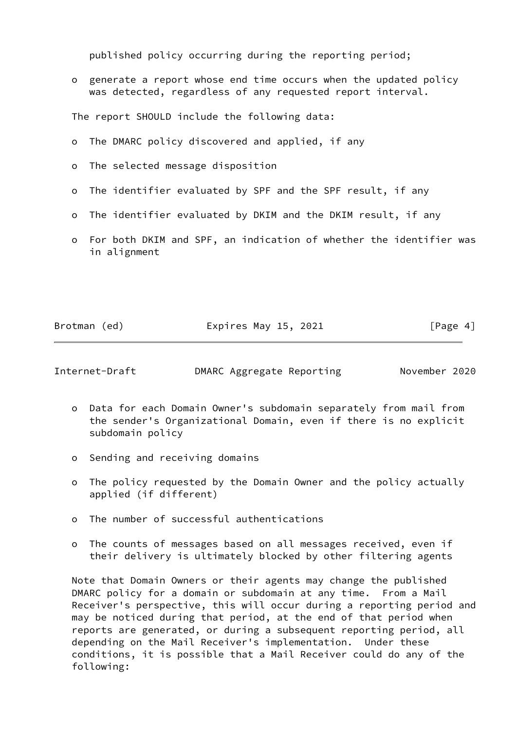published policy occurring during the reporting period;

- generate a report whose end time occurs when the updated policy was detected, regardless of any requested report interval.

The report SHOULD include the following data:

- The DMARC policy discovered and applied, if any
- The selected message disposition
- The identifier evaluated by SPF and the SPF result, if any
- The identifier evaluated by DKIM and the DKIM result, if any
- For both DKIM and SPF, an indication of whether the identifier was in alignment
- Data for each Domain Owner's subdomain separately from mail from the sender's Organizational Domain, even if there is no explicit subdomain policy
- Sending and receiving domains
- The policy requested by the Domain Owner and the policy actually applied (if different)
- The number of successful authentications
- The counts of messages based on all messages received, even if their delivery is ultimately blocked by other filtering agents

Note that Domain Owners or their agents may change the published DMARC policy for a domain or subdomain at any time. From a Mail Receiver's perspective, this will occur during a reporting period and may be noticed during that period, at the end of that period when reports are generated, or during a subsequent reporting period, all depending on the Mail Receiver's implementation. Under these conditions, it is possible that a Mail Receiver could do any of the following: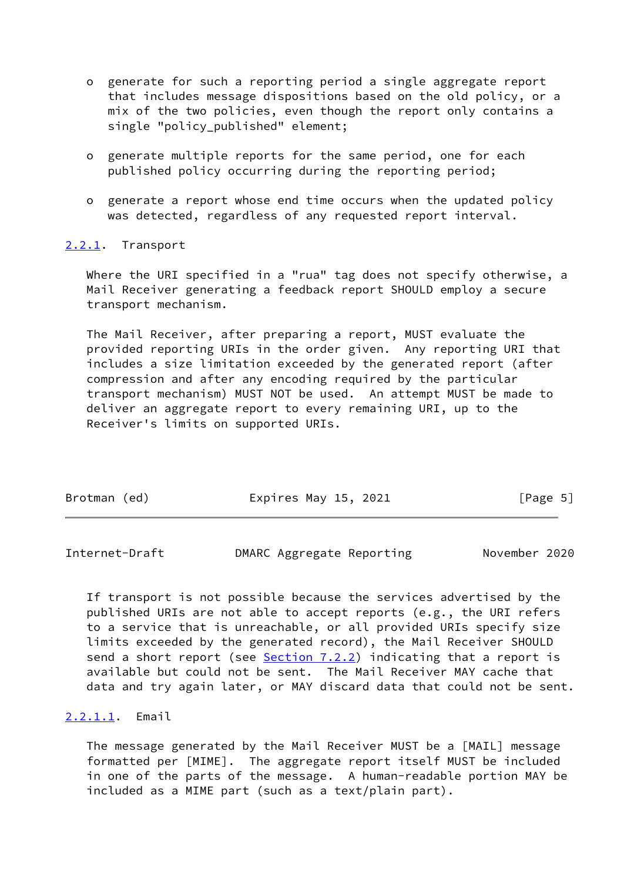- generate for such a reporting period a single aggregate report that includes message dispositions based on the old policy, or a mix of the two policies, even though the report only contains a single "policy_published" element;

- generate multiple reports for the same period, one for each published policy occurring during the reporting period;

- generate a report whose end time occurs when the updated policy was detected, regardless of any requested report interval.

### 2.2.1. Transport

Where the URI specified in a "rua" tag does not specify otherwise, a Mail Receiver generating a feedback report SHOULD employ a secure transport mechanism.

The Mail Receiver, after preparing a report, MUST evaluate the provided reporting URIs in the order given. Any reporting URI that includes a size limitation exceeded by the generated report (after compression and after any encoding required by the particular transport mechanism) MUST NOT be used. An attempt MUST be made to deliver an aggregate report to every remaining URI, up to the Receiver's limits on supported URIs.

If transport is not possible because the services advertised by the published URIs are not able to accept reports (e.g., the URI refers to a service that is unreachable, or all provided URIs specify size limits exceeded by the generated record), the Mail Receiver SHOULD send a short report (see Section 7.2.2) indicating that a report is available but could not be sent. The Mail Receiver MAY cache that data and try again later, or MAY discard data that could not be sent.

#### 2.2.1.1. Email

The message generated by the Mail Receiver MUST be a [MAIL] message formatted per [MIME]. The aggregate report itself MUST be included in one of the parts of the message. A human-readable portion MAY be included as a MIME part (such as a text/plain part).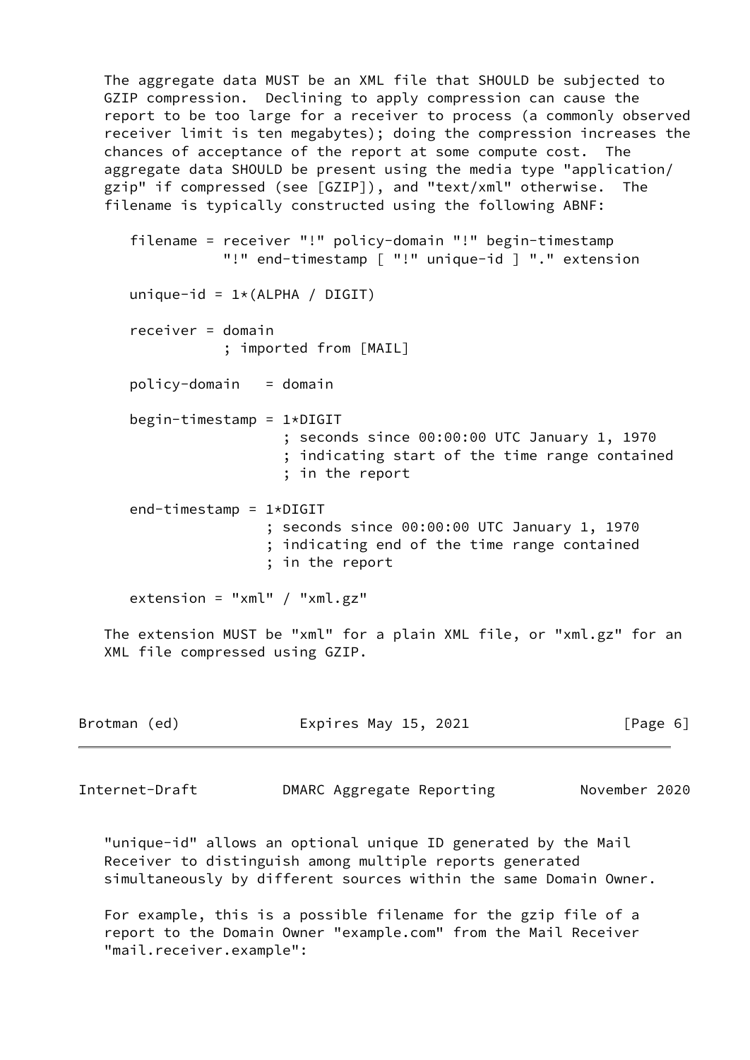The aggregate data MUST be an XML file that SHOULD be subjected to GZIP compression. Declining to apply compression can cause the report to be too large for a receiver to process (a commonly observed receiver limit is ten megabytes); doing the compression increases the chances of acceptance of the report at some compute cost. The aggregate data SHOULD be present using the media type "application/gzip" if compressed (see [GZIP]), and "text/xml" otherwise. The filename is typically constructed using the following ABNF:

```
filename = receiver "!" policy-domain "!" begin-timestamp
           "!" end-timestamp [ "!" unique-id ] "." extension

unique-id = 1*(ALPHA / DIGIT)

receiver = domain
           ; imported from [MAIL]

policy-domain   = domain

begin-timestamp = 1*DIGIT
                  ; seconds since 00:00:00 UTC January 1, 1970
                  ; indicating start of the time range contained
                  ; in the report

end-timestamp = 1*DIGIT
                ; seconds since 00:00:00 UTC January 1, 1970
                ; indicating end of the time range contained
                ; in the report

extension = "xml" / "xml.gz"
```

The extension MUST be "xml" for a plain XML file, or "xml.gz" for an XML file compressed using GZIP.

"unique-id" allows an optional unique ID generated by the Mail Receiver to distinguish among multiple reports generated simultaneously by different sources within the same Domain Owner.

For example, this is a possible filename for the gzip file of a report to the Domain Owner "example.com" from the Mail Receiver "mail.receiver.example":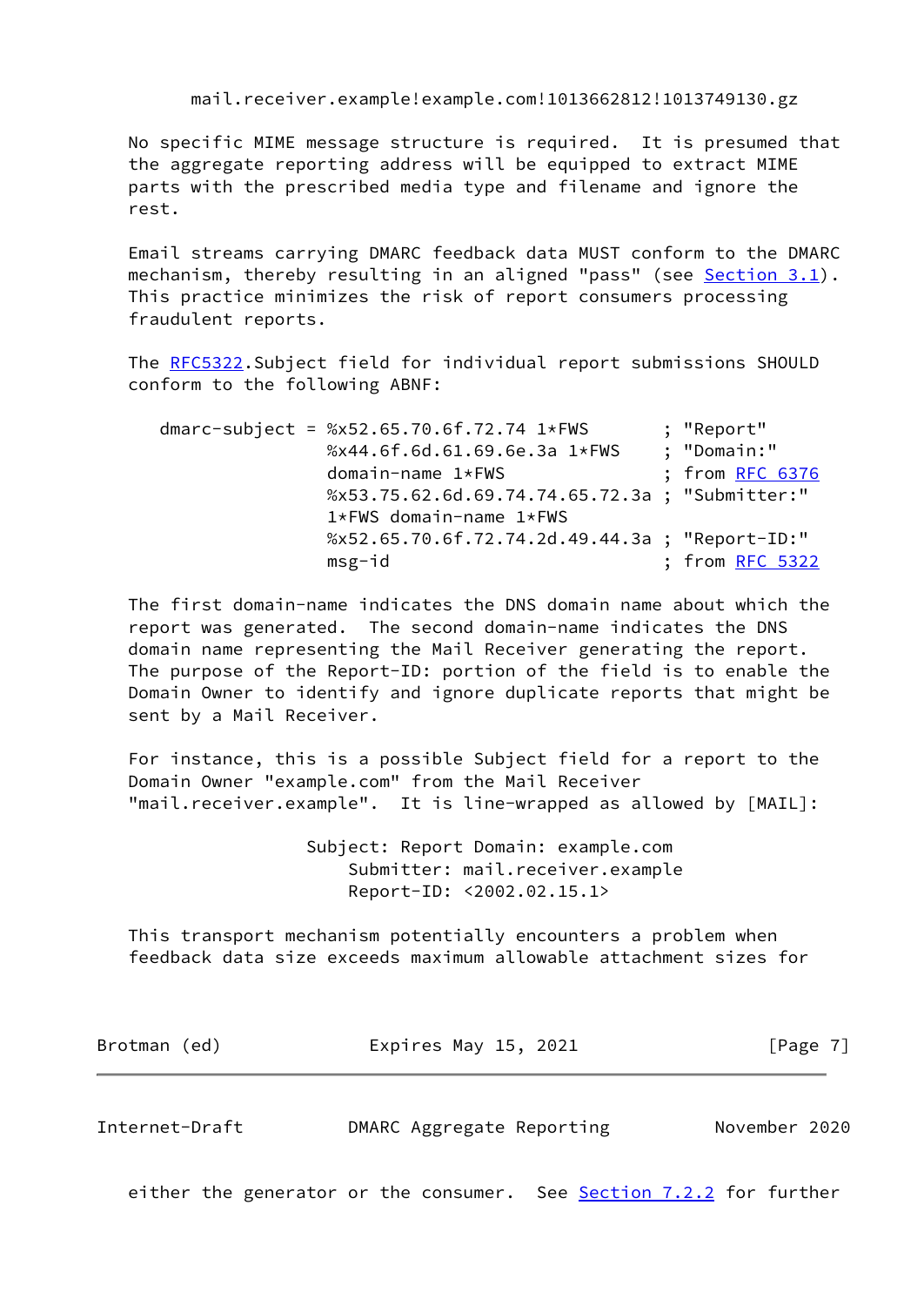```
mail.receiver.example!example.com!1013662812!1013749130.gz
```

No specific MIME message structure is required. It is presumed that the aggregate reporting address will be equipped to extract MIME parts with the prescribed media type and filename and ignore the rest.

Email streams carrying DMARC feedback data MUST conform to the DMARC mechanism, thereby resulting in an aligned "pass" (see Section 3.1). This practice minimizes the risk of report consumers processing fraudulent reports.

The RFC5322.Subject field for individual report submissions SHOULD conform to the following ABNF:

```
dmarc-subject = %x52.65.70.6f.72.74 1*FWS       ; "Report"
                %x44.6f.6d.61.69.6e.3a 1*FWS    ; "Domain:"
                domain-name 1*FWS               ; from RFC 6376
                %x53.75.62.6d.69.74.74.65.72.3a ; "Submitter:"
                1*FWS domain-name 1*FWS
                %x52.65.70.6f.72.74.2d.49.44.3a ; "Report-ID:"
                msg-id                          ; from RFC 5322
```

The first domain-name indicates the DNS domain name about which the report was generated. The second domain-name indicates the DNS domain name representing the Mail Receiver generating the report. The purpose of the Report-ID: portion of the field is to enable the Domain Owner to identify and ignore duplicate reports that might be sent by a Mail Receiver.

For instance, this is a possible Subject field for a report to the Domain Owner "example.com" from the Mail Receiver "mail.receiver.example". It is line-wrapped as allowed by [MAIL]:

```
Subject: Report Domain: example.com
    Submitter: mail.receiver.example
    Report-ID: <2002.02.15.1>
```

This transport mechanism potentially encounters a problem when feedback data size exceeds maximum allowable attachment sizes for either the generator or the consumer. See Section 7.2.2 for further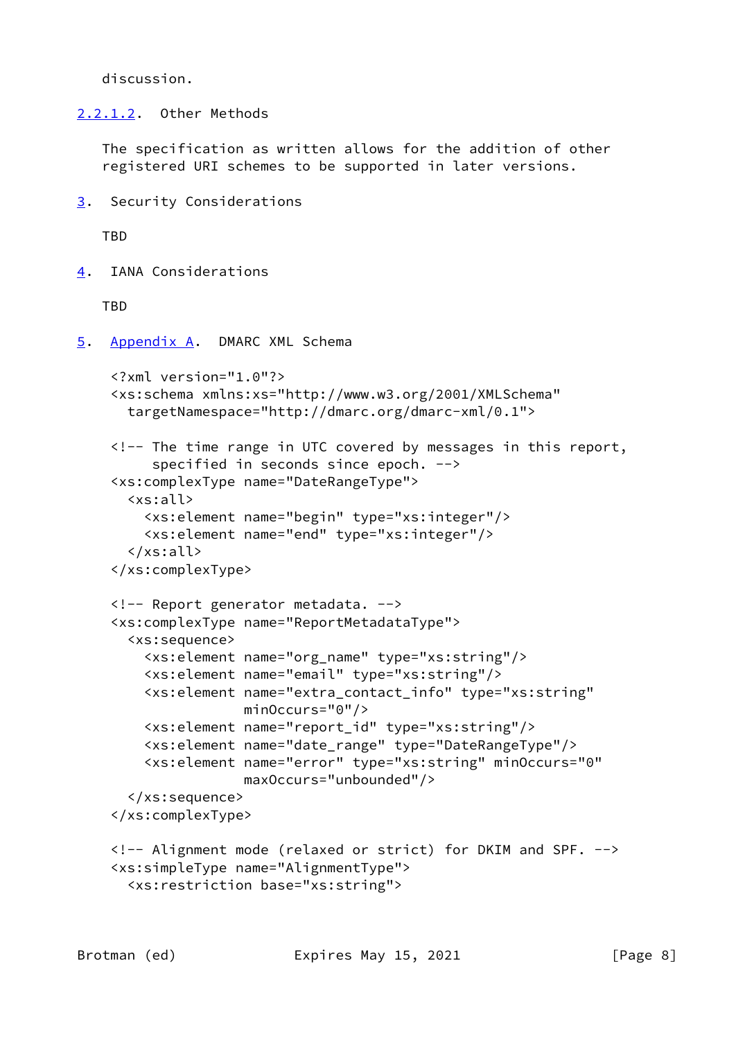discussion.

#### 2.2.1.2. Other Methods

The specification as written allows for the addition of other registered URI schemes to be supported in later versions.

## 3. Security Considerations

TBD

## 4. IANA Considerations

TBD

## 5. Appendix A. DMARC XML Schema

```
<?xml version="1.0"?>
<xs:schema xmlns:xs="http://www.w3.org/2001/XMLSchema"
  targetNamespace="http://dmarc.org/dmarc-xml/0.1">

<!-- The time range in UTC covered by messages in this report,
     specified in seconds since epoch. -->
<xs:complexType name="DateRangeType">
  <xs:all>
    <xs:element name="begin" type="xs:integer"/>
    <xs:element name="end" type="xs:integer"/>
  </xs:all>
</xs:complexType>

<!-- Report generator metadata. -->
<xs:complexType name="ReportMetadataType">
  <xs:sequence>
    <xs:element name="org_name" type="xs:string"/>
    <xs:element name="email" type="xs:string"/>
    <xs:element name="extra_contact_info" type="xs:string"
                minOccurs="0"/>
    <xs:element name="report_id" type="xs:string"/>
    <xs:element name="date_range" type="DateRangeType"/>
    <xs:element name="error" type="xs:string" minOccurs="0"
                maxOccurs="unbounded"/>
  </xs:sequence>
</xs:complexType>

<!-- Alignment mode (relaxed or strict) for DKIM and SPF. -->
<xs:simpleType name="AlignmentType">
  <xs:restriction base="xs:string">
```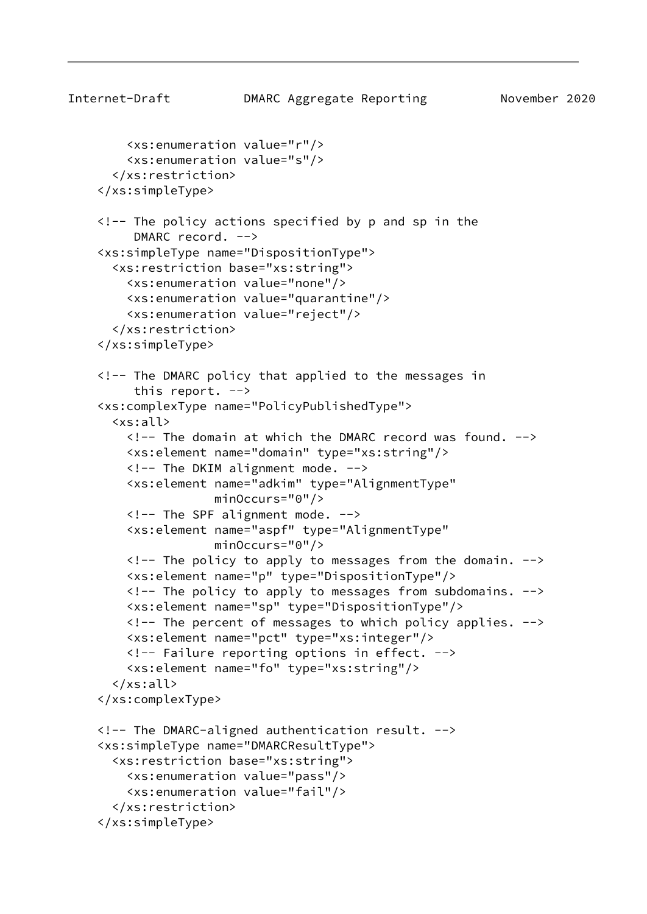```
        <xs:enumeration value="r"/>
        <xs:enumeration value="s"/>
      </xs:restriction>
    </xs:simpleType>

    <!-- The policy actions specified by p and sp in the
         DMARC record. -->
    <xs:simpleType name="DispositionType">
      <xs:restriction base="xs:string">
        <xs:enumeration value="none"/>
        <xs:enumeration value="quarantine"/>
        <xs:enumeration value="reject"/>
      </xs:restriction>
    </xs:simpleType>

    <!-- The DMARC policy that applied to the messages in
         this report. -->
    <xs:complexType name="PolicyPublishedType">
      <xs:all>
        <!-- The domain at which the DMARC record was found. -->
        <xs:element name="domain" type="xs:string"/>
        <!-- The DKIM alignment mode. -->
        <xs:element name="adkim" type="AlignmentType"
                    minOccurs="0"/>
        <!-- The SPF alignment mode. -->
        <xs:element name="aspf" type="AlignmentType"
                    minOccurs="0"/>
        <!-- The policy to apply to messages from the domain. -->
        <xs:element name="p" type="DispositionType"/>
        <!-- The policy to apply to messages from subdomains. -->
        <xs:element name="sp" type="DispositionType"/>
        <!-- The percent of messages to which policy applies. -->
        <xs:element name="pct" type="xs:integer"/>
        <!-- Failure reporting options in effect. -->
        <xs:element name="fo" type="xs:string"/>
      </xs:all>
    </xs:complexType>

    <!-- The DMARC-aligned authentication result. -->
    <xs:simpleType name="DMARCResultType">
      <xs:restriction base="xs:string">
        <xs:enumeration value="pass"/>
        <xs:enumeration value="fail"/>
      </xs:restriction>
    </xs:simpleType>
```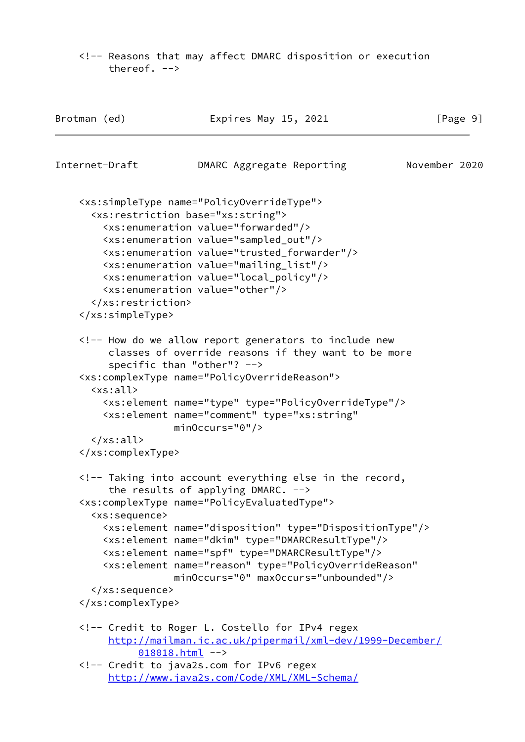```
<!-- Reasons that may affect DMARC disposition or execution
     thereof. -->
```

```
<xs:simpleType name="PolicyOverrideType">
  <xs:restriction base="xs:string">
    <xs:enumeration value="forwarded"/>
    <xs:enumeration value="sampled_out"/>
    <xs:enumeration value="trusted_forwarder"/>
    <xs:enumeration value="mailing_list"/>
    <xs:enumeration value="local_policy"/>
    <xs:enumeration value="other"/>
  </xs:restriction>
</xs:simpleType>

<!-- How do we allow report generators to include new
     classes of override reasons if they want to be more
     specific than "other"? -->
<xs:complexType name="PolicyOverrideReason">
  <xs:all>
    <xs:element name="type" type="PolicyOverrideType"/>
    <xs:element name="comment" type="xs:string"
                minOccurs="0"/>
  </xs:all>
</xs:complexType>

<!-- Taking into account everything else in the record,
     the results of applying DMARC. -->
<xs:complexType name="PolicyEvaluatedType">
  <xs:sequence>
    <xs:element name="disposition" type="DispositionType"/>
    <xs:element name="dkim" type="DMARCResultType"/>
    <xs:element name="spf" type="DMARCResultType"/>
    <xs:element name="reason" type="PolicyOverrideReason"
                minOccurs="0" maxOccurs="unbounded"/>
  </xs:sequence>
</xs:complexType>

<!-- Credit to Roger L. Costello for IPv4 regex
     http://mailman.ic.ac.uk/pipermail/xml-dev/1999-December/
          018018.html -->
<!-- Credit to java2s.com for IPv6 regex
     http://www.java2s.com/Code/XML/XML-Schema/
```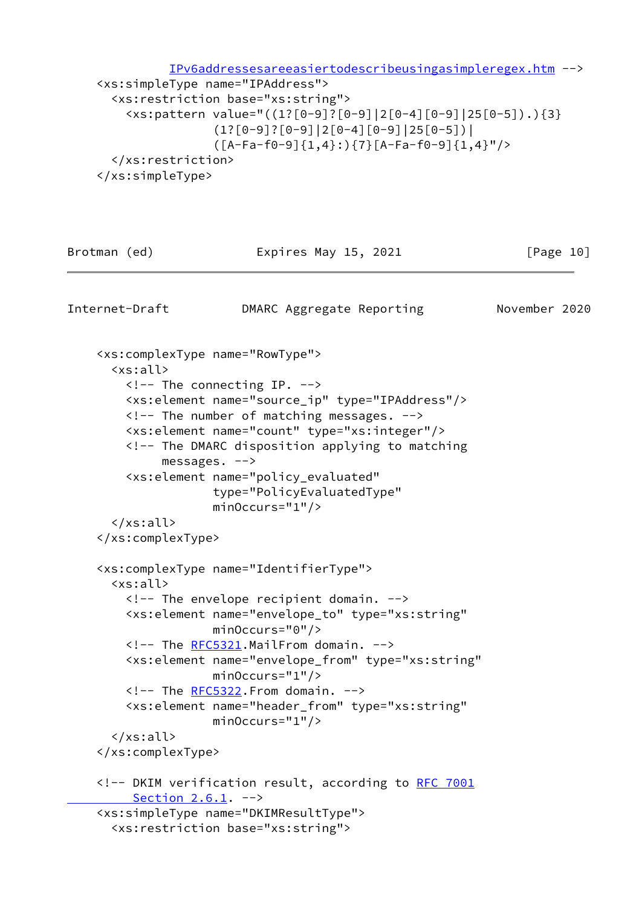```
             IPv6addressesareeasiertodescribeusingasimpleregex.htm -->
    <xs:simpleType name="IPAddress">
      <xs:restriction base="xs:string">
        <xs:pattern value="((1?[0-9]?[0-9]|2[0-4][0-9]|25[0-5]).){3}
                  (1?[0-9]?[0-9]|2[0-4][0-9]|25[0-5])|
                  ([A-Fa-f0-9]{1,4}:){7}[A-Fa-f0-9]{1,4}"/>
      </xs:restriction>
    </xs:simpleType>
```

```
    <xs:complexType name="RowType">
      <xs:all>
        <!-- The connecting IP. -->
        <xs:element name="source_ip" type="IPAddress"/>
        <!-- The number of matching messages. -->
        <xs:element name="count" type="xs:integer"/>
        <!-- The DMARC disposition applying to matching
             messages. -->
        <xs:element name="policy_evaluated"
                    type="PolicyEvaluatedType"
                    minOccurs="1"/>
      </xs:all>
    </xs:complexType>

    <xs:complexType name="IdentifierType">
      <xs:all>
        <!-- The envelope recipient domain. -->
        <xs:element name="envelope_to" type="xs:string"
                    minOccurs="0"/>
        <!-- The RFC5321.MailFrom domain. -->
        <xs:element name="envelope_from" type="xs:string"
                    minOccurs="1"/>
        <!-- The RFC5322.From domain. -->
        <xs:element name="header_from" type="xs:string"
                    minOccurs="1"/>
      </xs:all>
    </xs:complexType>

    <!-- DKIM verification result, according to RFC 7001
         Section 2.6.1. -->
    <xs:simpleType name="DKIMResultType">
      <xs:restriction base="xs:string">
```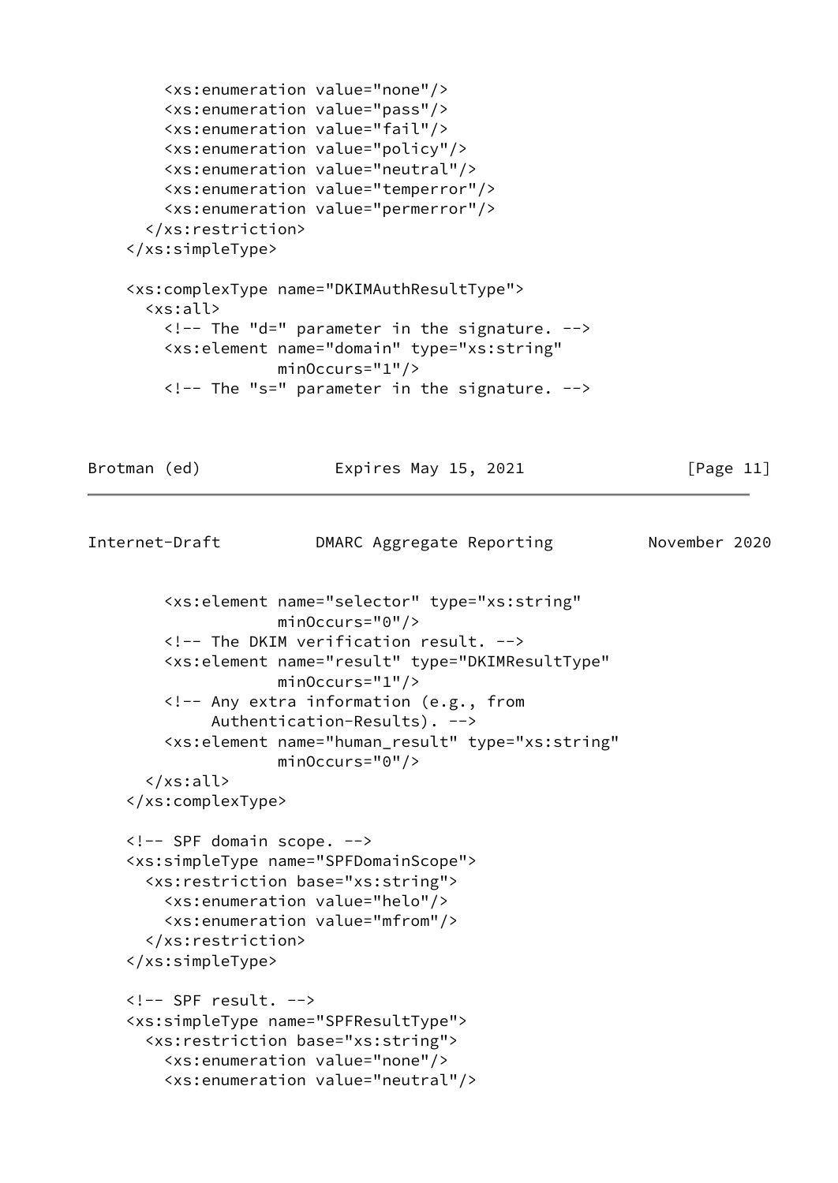```
        <xs:enumeration value="none"/>
        <xs:enumeration value="pass"/>
        <xs:enumeration value="fail"/>
        <xs:enumeration value="policy"/>
        <xs:enumeration value="neutral"/>
        <xs:enumeration value="temperror"/>
        <xs:enumeration value="permerror"/>
      </xs:restriction>
    </xs:simpleType>

    <xs:complexType name="DKIMAuthResultType">
      <xs:all>
        <!-- The "d=" parameter in the signature. -->
        <xs:element name="domain" type="xs:string"
                    minOccurs="1"/>
        <!-- The "s=" parameter in the signature. -->
        <xs:element name="selector" type="xs:string"
                    minOccurs="0"/>
        <!-- The DKIM verification result. -->
        <xs:element name="result" type="DKIMResultType"
                    minOccurs="1"/>
        <!-- Any extra information (e.g., from
             Authentication-Results). -->
        <xs:element name="human_result" type="xs:string"
                    minOccurs="0"/>
      </xs:all>
    </xs:complexType>

    <!-- SPF domain scope. -->
    <xs:simpleType name="SPFDomainScope">
      <xs:restriction base="xs:string">
        <xs:enumeration value="helo"/>
        <xs:enumeration value="mfrom"/>
      </xs:restriction>
    </xs:simpleType>

    <!-- SPF result. -->
    <xs:simpleType name="SPFResultType">
      <xs:restriction base="xs:string">
        <xs:enumeration value="none"/>
        <xs:enumeration value="neutral"/>
```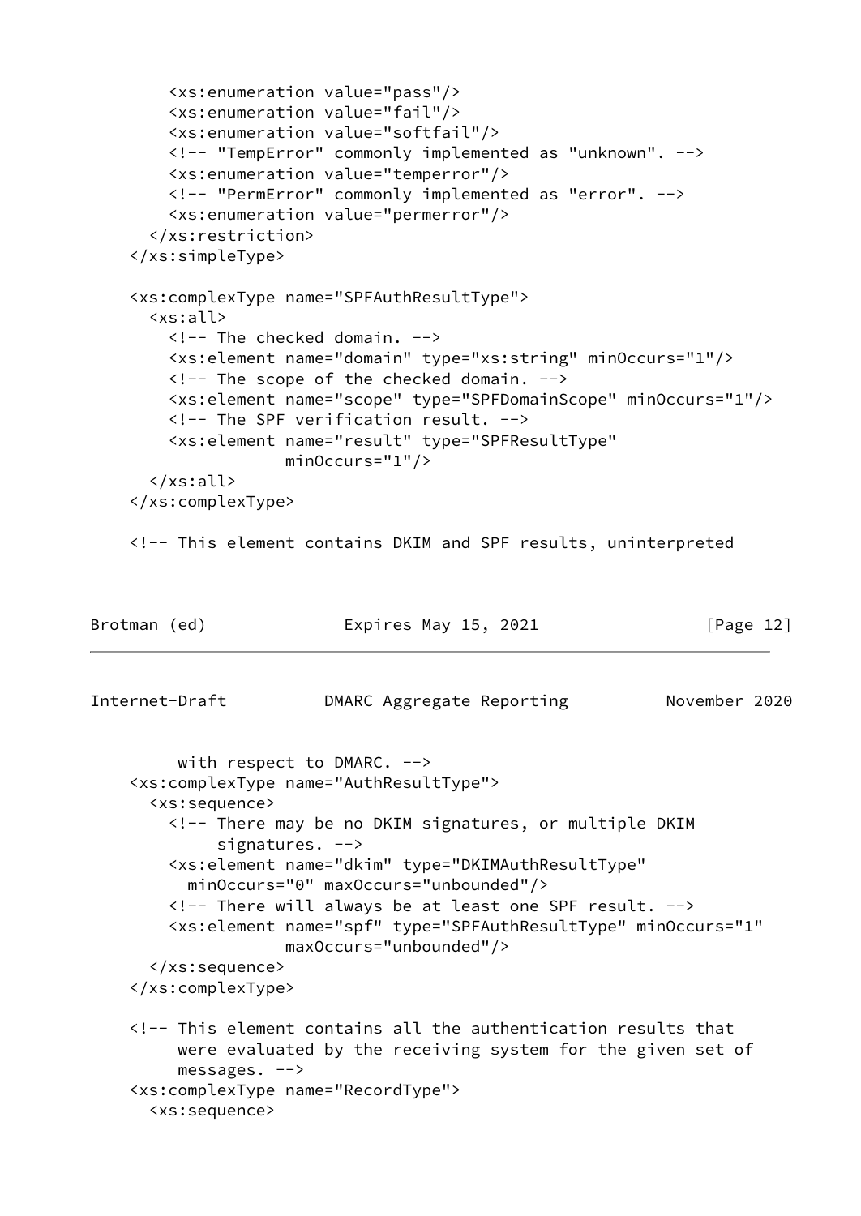```
        <xs:enumeration value="pass"/>
        <xs:enumeration value="fail"/>
        <xs:enumeration value="softfail"/>
        <!-- "TempError" commonly implemented as "unknown". -->
        <xs:enumeration value="temperror"/>
        <!-- "PermError" commonly implemented as "error". -->
        <xs:enumeration value="permerror"/>
      </xs:restriction>
    </xs:simpleType>

    <xs:complexType name="SPFAuthResultType">
      <xs:all>
        <!-- The checked domain. -->
        <xs:element name="domain" type="xs:string" minOccurs="1"/>
        <!-- The scope of the checked domain. -->
        <xs:element name="scope" type="SPFDomainScope" minOccurs="1"/>
        <!-- The SPF verification result. -->
        <xs:element name="result" type="SPFResultType"
                    minOccurs="1"/>
      </xs:all>
    </xs:complexType>

    <!-- This element contains DKIM and SPF results, uninterpreted
         with respect to DMARC. -->
    <xs:complexType name="AuthResultType">
      <xs:sequence>
        <!-- There may be no DKIM signatures, or multiple DKIM
             signatures. -->
        <xs:element name="dkim" type="DKIMAuthResultType"
          minOccurs="0" maxOccurs="unbounded"/>
        <!-- There will always be at least one SPF result. -->
        <xs:element name="spf" type="SPFAuthResultType" minOccurs="1"
                    maxOccurs="unbounded"/>
      </xs:sequence>
    </xs:complexType>

    <!-- This element contains all the authentication results that
         were evaluated by the receiving system for the given set of
         messages. -->
    <xs:complexType name="RecordType">
      <xs:sequence>
```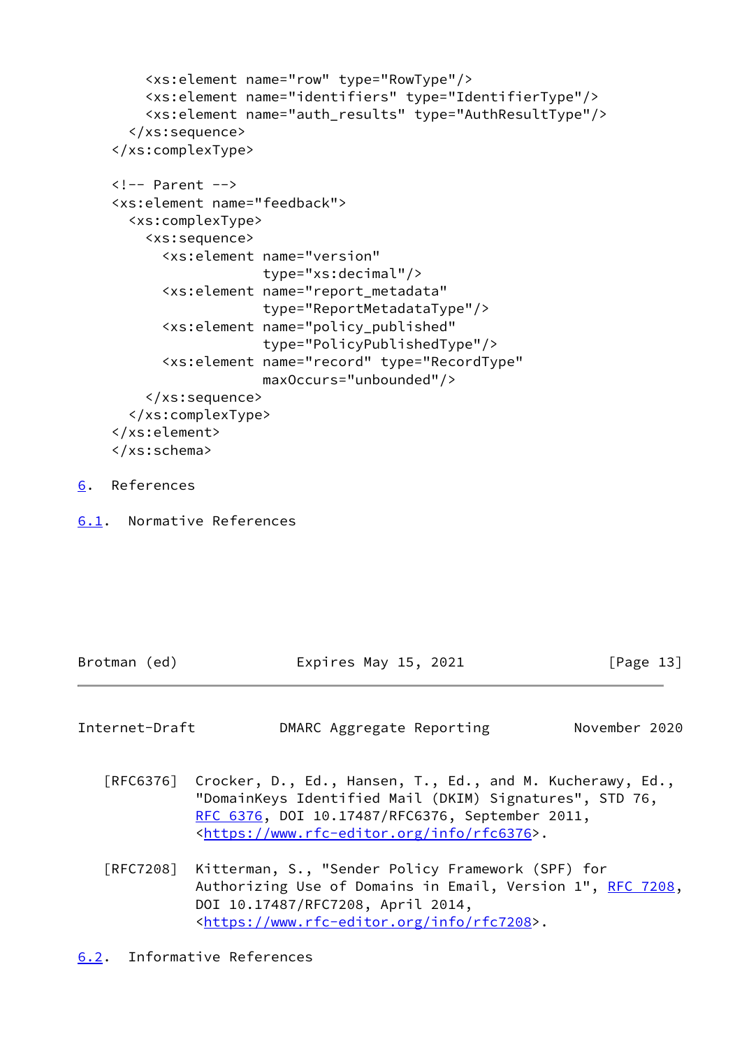```
      <xs:element name="row" type="RowType"/>
      <xs:element name="identifiers" type="IdentifierType"/>
      <xs:element name="auth_results" type="AuthResultType"/>
    </xs:sequence>
  </xs:complexType>

  <!-- Parent -->
  <xs:element name="feedback">
    <xs:complexType>
      <xs:sequence>
        <xs:element name="version"
                    type="xs:decimal"/>
        <xs:element name="report_metadata"
                    type="ReportMetadataType"/>
        <xs:element name="policy_published"
                    type="PolicyPublishedType"/>
        <xs:element name="record" type="RecordType"
                    maxOccurs="unbounded"/>
      </xs:sequence>
    </xs:complexType>
  </xs:element>
  </xs:schema>
```

# 6. References

## 6.1. Normative References

[RFC6376] Crocker, D., Ed., Hansen, T., Ed., and M. Kucherawy, Ed., "DomainKeys Identified Mail (DKIM) Signatures", STD 76, RFC 6376, DOI 10.17487/RFC6376, September 2011, <https://www.rfc-editor.org/info/rfc6376>.

[RFC7208] Kitterman, S., "Sender Policy Framework (SPF) for Authorizing Use of Domains in Email, Version 1", RFC 7208, DOI 10.17487/RFC7208, April 2014, <https://www.rfc-editor.org/info/rfc7208>.

## 6.2. Informative References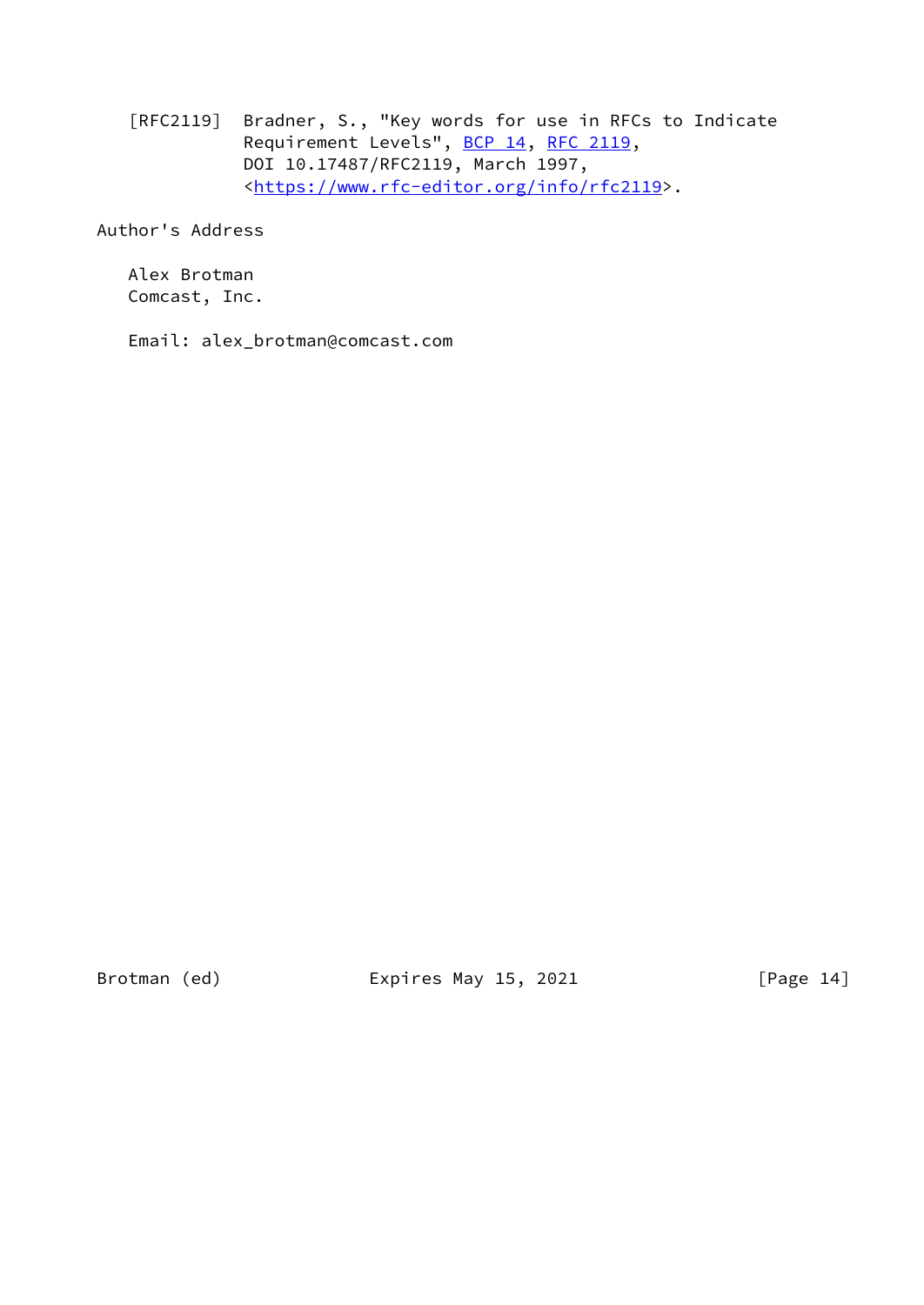[RFC2119] Bradner, S., "Key words for use in RFCs to Indicate Requirement Levels", BCP 14, RFC 2119, DOI 10.17487/RFC2119, March 1997, <https://www.rfc-editor.org/info/rfc2119>.

## Author's Address

Alex Brotman
Comcast, Inc.

Email: alex_brotman@comcast.com